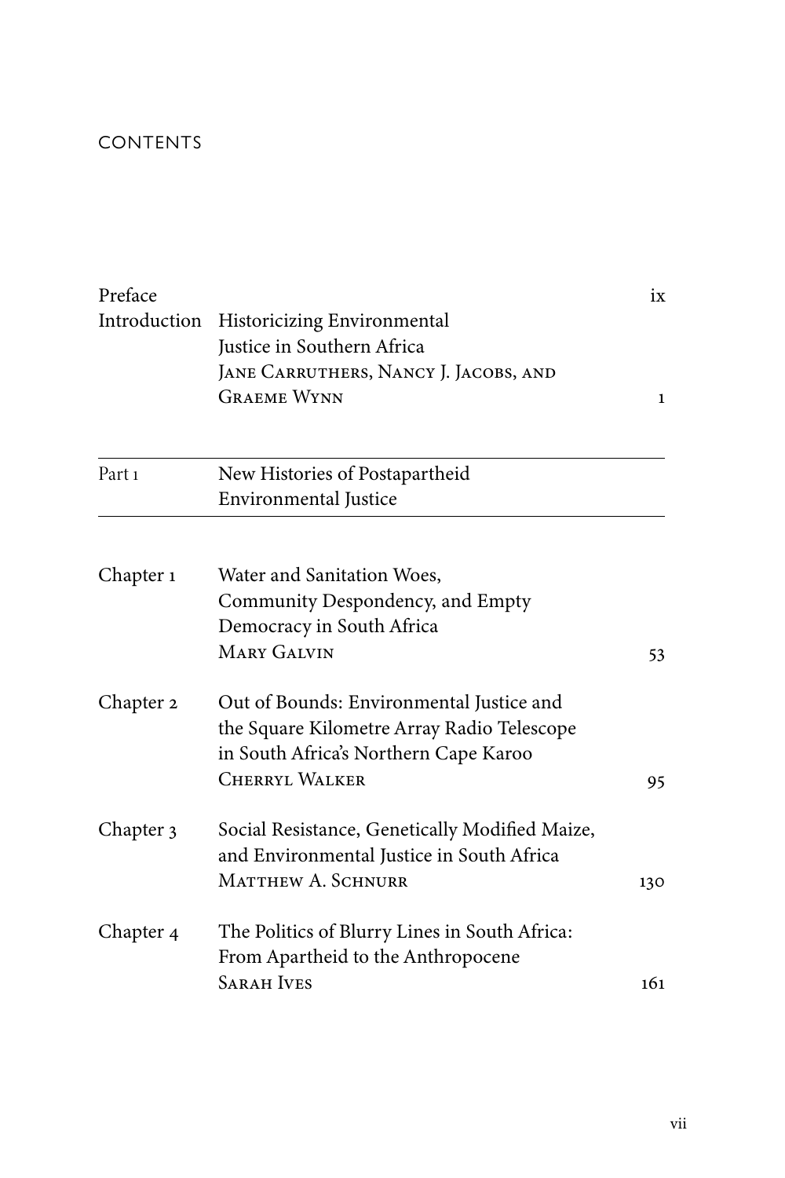# CONTENTS

| | | |
|---|---|---|
| Preface | | ix |
| Introduction | Historicizing Environmental Justice in Southern Africa<br>JANE CARRUTHERS, NANCY J. JACOBS, AND GRAEME WYNN | 1 |

## Part 1 New Histories of Postapartheid Environmental Justice

| | | |
|---|---|---|
| Chapter 1 | Water and Sanitation Woes, Community Despondency, and Empty Democracy in South Africa<br>MARY GALVIN | 53 |
| Chapter 2 | Out of Bounds: Environmental Justice and the Square Kilometre Array Radio Telescope in South Africa's Northern Cape Karoo<br>CHERRYL WALKER | 95 |
| Chapter 3 | Social Resistance, Genetically Modified Maize, and Environmental Justice in South Africa<br>MATTHEW A. SCHNURR | 130 |
| Chapter 4 | The Politics of Blurry Lines in South Africa: From Apartheid to the Anthropocene<br>SARAH IVES | 161 |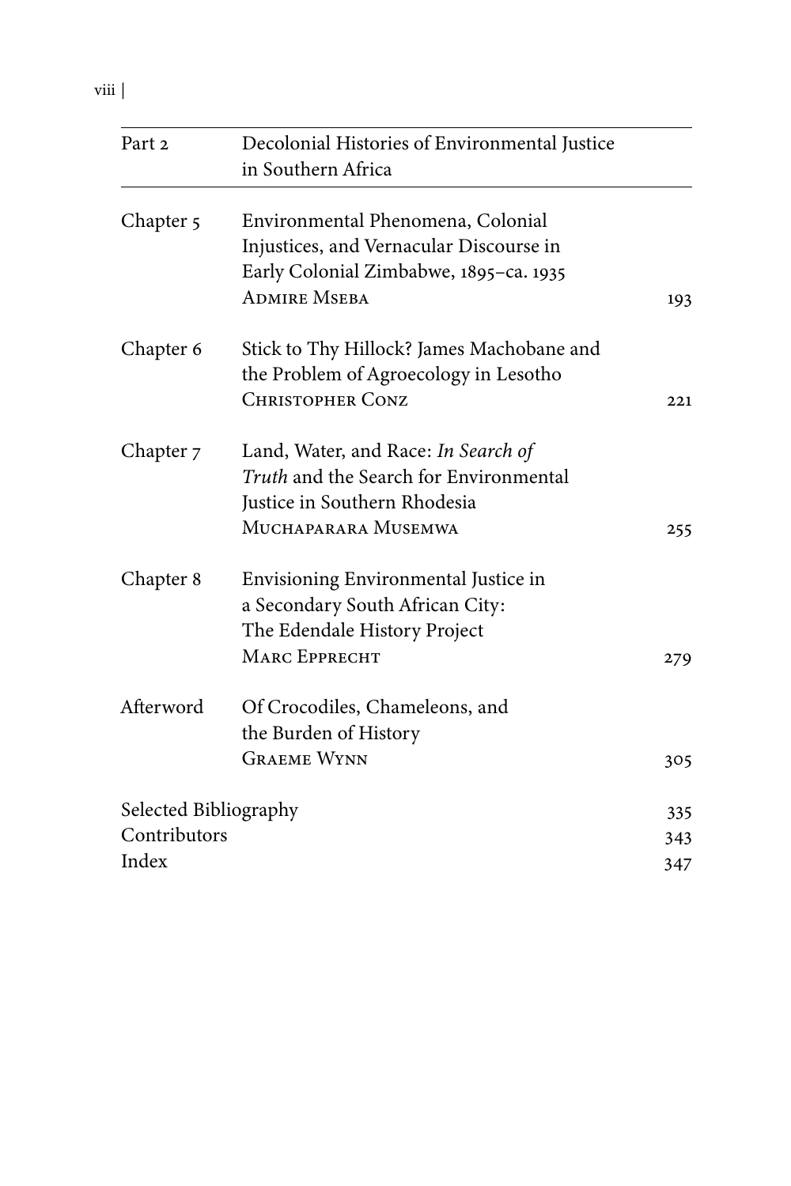| | | |
|---|---|---|
| Part 2 | Decolonial Histories of Environmental Justice in Southern Africa | |
| Chapter 5 | Environmental Phenomena, Colonial Injustices, and Vernacular Discourse in Early Colonial Zimbabwe, 1895–ca. 1935<br>ADMIRE MSEBA | 193 |
| Chapter 6 | Stick to Thy Hillock? James Machobane and the Problem of Agroecology in Lesotho<br>CHRISTOPHER CONZ | 221 |
| Chapter 7 | Land, Water, and Race: *In Search of Truth* and the Search for Environmental Justice in Southern Rhodesia<br>MUCHAPARARA MUSEMWA | 255 |
| Chapter 8 | Envisioning Environmental Justice in a Secondary South African City: The Edendale History Project<br>MARC EPPRECHT | 279 |
| Afterword | Of Crocodiles, Chameleons, and the Burden of History<br>GRAEME WYNN | 305 |
| Selected Bibliography | | 335 |
| Contributors | | 343 |
| Index | | 347 |